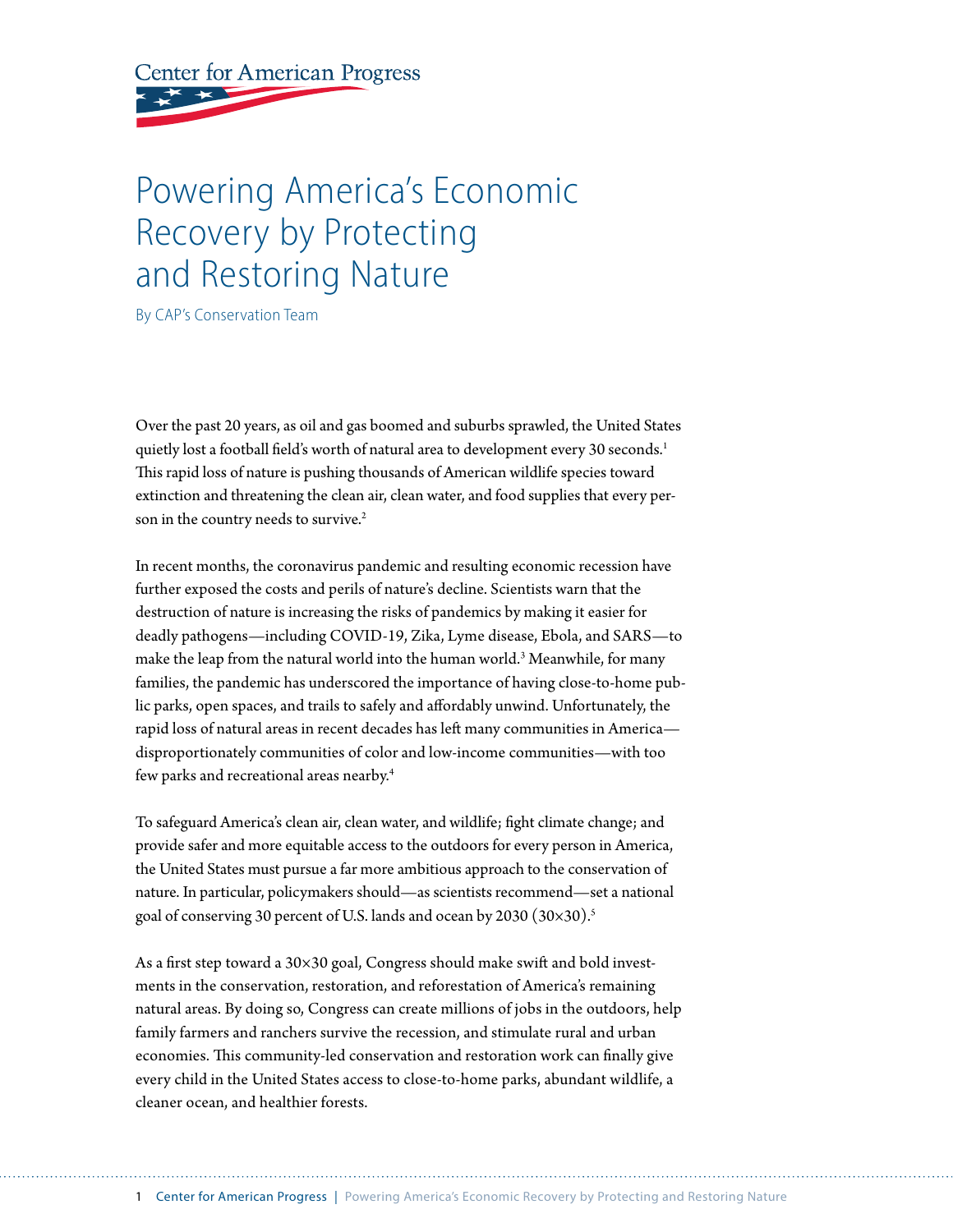Center for American Progress

# Powering America's Economic Recovery by Protecting and Restoring Nature

By CAP's Conservation Team

Over the past 20 years, as oil and gas boomed and suburbs sprawled, the United States quietly lost a football field's worth of natural area to development every 30 seconds.[1] This rapid loss of nature is pushing thousands of American wildlife species toward extinction and threatening the clean air, clean water, and food supplies that every person in the country needs to survive.[2]

In recent months, the coronavirus pandemic and resulting economic recession have further exposed the costs and perils of nature's decline. Scientists warn that the destruction of nature is increasing the risks of pandemics by making it easier for deadly pathogens—including COVID-19, Zika, Lyme disease, Ebola, and SARS—to make the leap from the natural world into the human world.[3] Meanwhile, for many families, the pandemic has underscored the importance of having close-to-home public parks, open spaces, and trails to safely and affordably unwind. Unfortunately, the rapid loss of natural areas in recent decades has left many communities in America—disproportionately communities of color and low-income communities—with too few parks and recreational areas nearby.[4]

To safeguard America's clean air, clean water, and wildlife; fight climate change; and provide safer and more equitable access to the outdoors for every person in America, the United States must pursue a far more ambitious approach to the conservation of nature. In particular, policymakers should—as scientists recommend—set a national goal of conserving 30 percent of U.S. lands and ocean by 2030 (30×30).[5]

As a first step toward a 30×30 goal, Congress should make swift and bold investments in the conservation, restoration, and reforestation of America's remaining natural areas. By doing so, Congress can create millions of jobs in the outdoors, help family farmers and ranchers survive the recession, and stimulate rural and urban economies. This community-led conservation and restoration work can finally give every child in the United States access to close-to-home parks, abundant wildlife, a cleaner ocean, and healthier forests.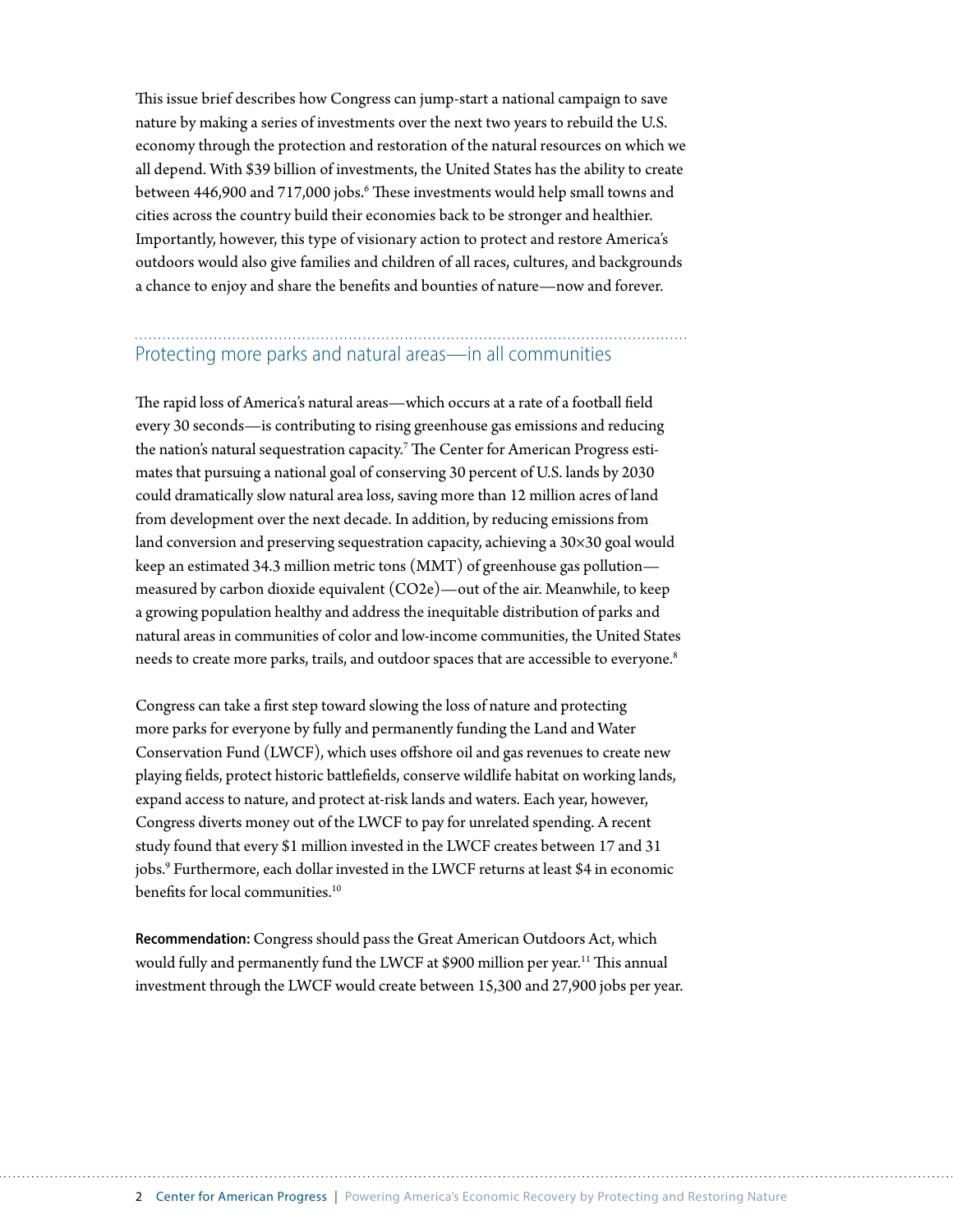This issue brief describes how Congress can jump-start a national campaign to save nature by making a series of investments over the next two years to rebuild the U.S. economy through the protection and restoration of the natural resources on which we all depend. With $39 billion of investments, the United States has the ability to create between 446,900 and 717,000 jobs.[6] These investments would help small towns and cities across the country build their economies back to be stronger and healthier. Importantly, however, this type of visionary action to protect and restore America's outdoors would also give families and children of all races, cultures, and backgrounds a chance to enjoy and share the benefits and bounties of nature—now and forever.

## Protecting more parks and natural areas—in all communities

The rapid loss of America's natural areas—which occurs at a rate of a football field every 30 seconds—is contributing to rising greenhouse gas emissions and reducing the nation's natural sequestration capacity.[7] The Center for American Progress estimates that pursuing a national goal of conserving 30 percent of U.S. lands by 2030 could dramatically slow natural area loss, saving more than 12 million acres of land from development over the next decade. In addition, by reducing emissions from land conversion and preserving sequestration capacity, achieving a 30×30 goal would keep an estimated 34.3 million metric tons (MMT) of greenhouse gas pollution—measured by carbon dioxide equivalent ($CO_2e$)—out of the air. Meanwhile, to keep a growing population healthy and address the inequitable distribution of parks and natural areas in communities of color and low-income communities, the United States needs to create more parks, trails, and outdoor spaces that are accessible to everyone.[8]

Congress can take a first step toward slowing the loss of nature and protecting more parks for everyone by fully and permanently funding the Land and Water Conservation Fund (LWCF), which uses offshore oil and gas revenues to create new playing fields, protect historic battlefields, conserve wildlife habitat on working lands, expand access to nature, and protect at-risk lands and waters. Each year, however, Congress diverts money out of the LWCF to pay for unrelated spending. A recent study found that every $1 million invested in the LWCF creates between 17 and 31 jobs.[9] Furthermore, each dollar invested in the LWCF returns at least $4 in economic benefits for local communities.[10]

**Recommendation:** Congress should pass the Great American Outdoors Act, which would fully and permanently fund the LWCF at $900 million per year.[11] This annual investment through the LWCF would create between 15,300 and 27,900 jobs per year.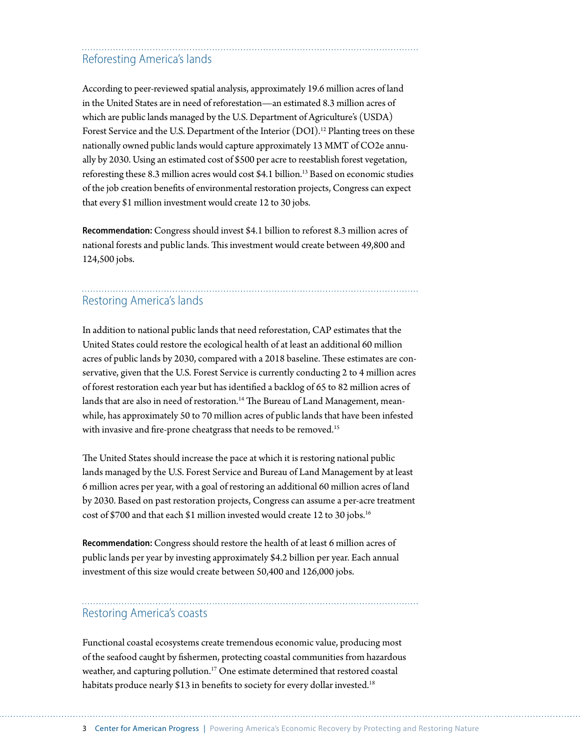## Reforesting America's lands

According to peer-reviewed spatial analysis, approximately 19.6 million acres of land in the United States are in need of reforestation—an estimated 8.3 million acres of which are public lands managed by the U.S. Department of Agriculture's (USDA) Forest Service and the U.S. Department of the Interior (DOI).[12] Planting trees on these nationally owned public lands would capture approximately 13 MMT of $CO_2e$ annually by 2030. Using an estimated cost of $500 per acre to reestablish forest vegetation, reforesting these 8.3 million acres would cost $4.1 billion.[13] Based on economic studies of the job creation benefits of environmental restoration projects, Congress can expect that every $1 million investment would create 12 to 30 jobs.

**Recommendation:** Congress should invest $4.1 billion to reforest 8.3 million acres of national forests and public lands. This investment would create between 49,800 and 124,500 jobs.

## Restoring America's lands

In addition to national public lands that need reforestation, CAP estimates that the United States could restore the ecological health of at least an additional 60 million acres of public lands by 2030, compared with a 2018 baseline. These estimates are conservative, given that the U.S. Forest Service is currently conducting 2 to 4 million acres of forest restoration each year but has identified a backlog of 65 to 82 million acres of lands that are also in need of restoration.[14] The Bureau of Land Management, meanwhile, has approximately 50 to 70 million acres of public lands that have been infested with invasive and fire-prone cheatgrass that needs to be removed.[15]

The United States should increase the pace at which it is restoring national public lands managed by the U.S. Forest Service and Bureau of Land Management by at least 6 million acres per year, with a goal of restoring an additional 60 million acres of land by 2030. Based on past restoration projects, Congress can assume a per-acre treatment cost of $700 and that each $1 million invested would create 12 to 30 jobs.[16]

**Recommendation:** Congress should restore the health of at least 6 million acres of public lands per year by investing approximately $4.2 billion per year. Each annual investment of this size would create between 50,400 and 126,000 jobs.

## Restoring America's coasts

Functional coastal ecosystems create tremendous economic value, producing most of the seafood caught by fishermen, protecting coastal communities from hazardous weather, and capturing pollution.[17] One estimate determined that restored coastal habitats produce nearly $13 in benefits to society for every dollar invested.[18]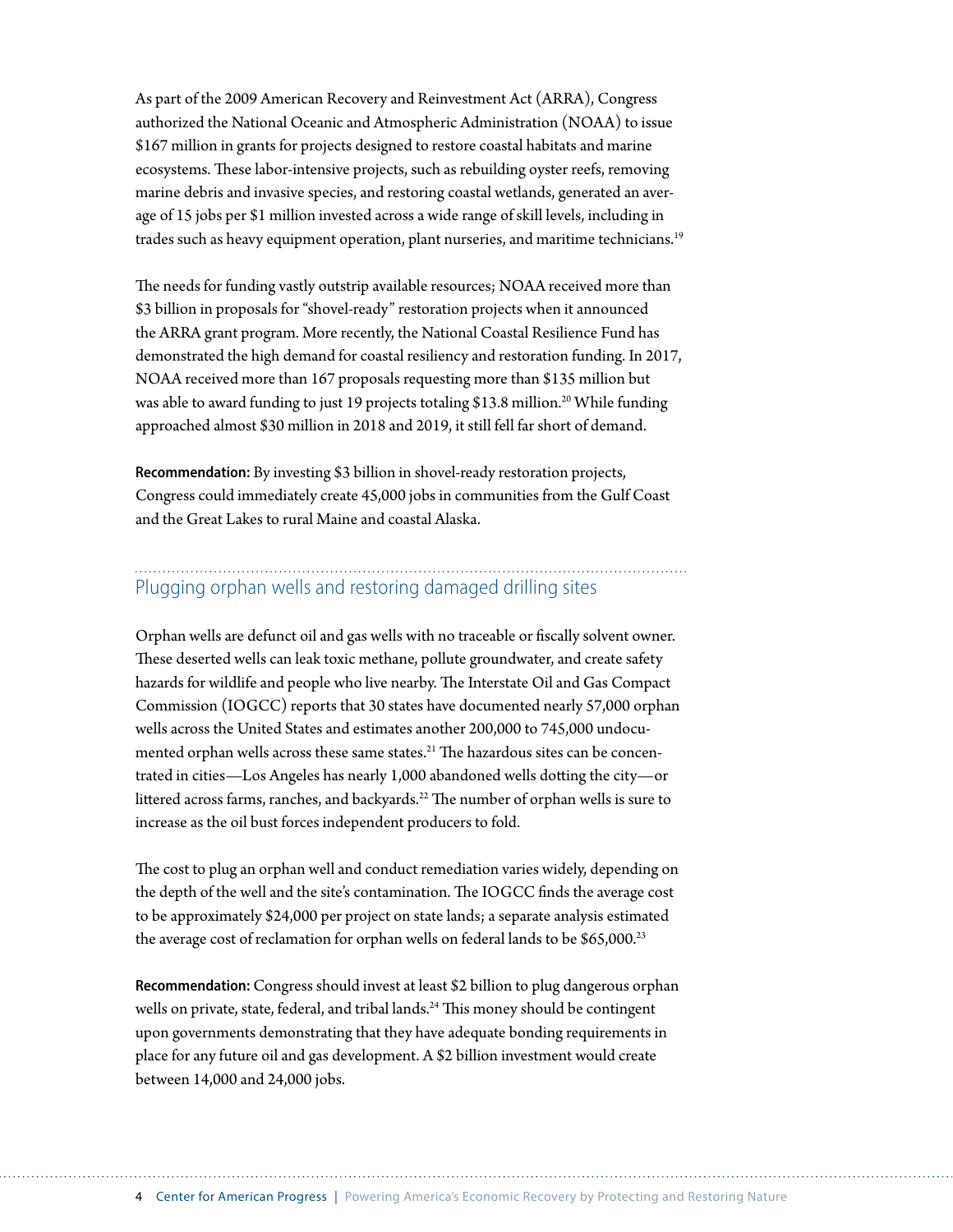As part of the 2009 American Recovery and Reinvestment Act (ARRA), Congress authorized the National Oceanic and Atmospheric Administration (NOAA) to issue $167 million in grants for projects designed to restore coastal habitats and marine ecosystems. These labor-intensive projects, such as rebuilding oyster reefs, removing marine debris and invasive species, and restoring coastal wetlands, generated an average of 15 jobs per $1 million invested across a wide range of skill levels, including in trades such as heavy equipment operation, plant nurseries, and maritime technicians.[19]

The needs for funding vastly outstrip available resources; NOAA received more than $3 billion in proposals for "shovel-ready" restoration projects when it announced the ARRA grant program. More recently, the National Coastal Resilience Fund has demonstrated the high demand for coastal resiliency and restoration funding. In 2017, NOAA received more than 167 proposals requesting more than $135 million but was able to award funding to just 19 projects totaling $13.8 million.[20] While funding approached almost $30 million in 2018 and 2019, it still fell far short of demand.

**Recommendation:** By investing $3 billion in shovel-ready restoration projects, Congress could immediately create 45,000 jobs in communities from the Gulf Coast and the Great Lakes to rural Maine and coastal Alaska.

## Plugging orphan wells and restoring damaged drilling sites

Orphan wells are defunct oil and gas wells with no traceable or fiscally solvent owner. These deserted wells can leak toxic methane, pollute groundwater, and create safety hazards for wildlife and people who live nearby. The Interstate Oil and Gas Compact Commission (IOGCC) reports that 30 states have documented nearly 57,000 orphan wells across the United States and estimates another 200,000 to 745,000 undocumented orphan wells across these same states.[21] The hazardous sites can be concentrated in cities—Los Angeles has nearly 1,000 abandoned wells dotting the city—or littered across farms, ranches, and backyards.[22] The number of orphan wells is sure to increase as the oil bust forces independent producers to fold.

The cost to plug an orphan well and conduct remediation varies widely, depending on the depth of the well and the site's contamination. The IOGCC finds the average cost to be approximately $24,000 per project on state lands; a separate analysis estimated the average cost of reclamation for orphan wells on federal lands to be $65,000.[23]

**Recommendation:** Congress should invest at least $2 billion to plug dangerous orphan wells on private, state, federal, and tribal lands.[24] This money should be contingent upon governments demonstrating that they have adequate bonding requirements in place for any future oil and gas development. A $2 billion investment would create between 14,000 and 24,000 jobs.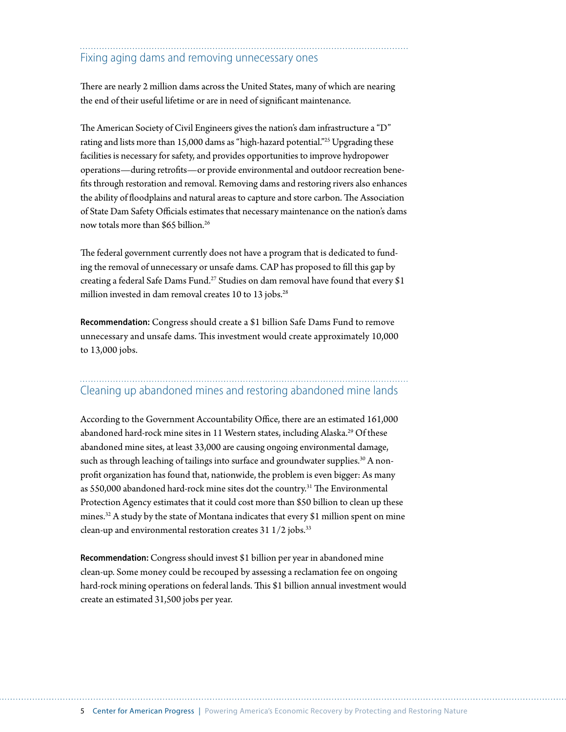## Fixing aging dams and removing unnecessary ones

There are nearly 2 million dams across the United States, many of which are nearing the end of their useful lifetime or are in need of significant maintenance.

The American Society of Civil Engineers gives the nation's dam infrastructure a "D" rating and lists more than 15,000 dams as "high-hazard potential."[25] Upgrading these facilities is necessary for safety, and provides opportunities to improve hydropower operations—during retrofits—or provide environmental and outdoor recreation benefits through restoration and removal. Removing dams and restoring rivers also enhances the ability of floodplains and natural areas to capture and store carbon. The Association of State Dam Safety Officials estimates that necessary maintenance on the nation's dams now totals more than $65 billion.[26]

The federal government currently does not have a program that is dedicated to funding the removal of unnecessary or unsafe dams. CAP has proposed to fill this gap by creating a federal Safe Dams Fund.[27] Studies on dam removal have found that every $1 million invested in dam removal creates 10 to 13 jobs.[28]

**Recommendation:** Congress should create a $1 billion Safe Dams Fund to remove unnecessary and unsafe dams. This investment would create approximately 10,000 to 13,000 jobs.

## Cleaning up abandoned mines and restoring abandoned mine lands

According to the Government Accountability Office, there are an estimated 161,000 abandoned hard-rock mine sites in 11 Western states, including Alaska.[29] Of these abandoned mine sites, at least 33,000 are causing ongoing environmental damage, such as through leaching of tailings into surface and groundwater supplies.[30] A non-profit organization has found that, nationwide, the problem is even bigger: As many as 550,000 abandoned hard-rock mine sites dot the country.[31] The Environmental Protection Agency estimates that it could cost more than $50 billion to clean up these mines.[32] A study by the state of Montana indicates that every $1 million spent on mine clean-up and environmental restoration creates 31 1/2 jobs.[33]

**Recommendation:** Congress should invest $1 billion per year in abandoned mine clean-up. Some money could be recouped by assessing a reclamation fee on ongoing hard-rock mining operations on federal lands. This $1 billion annual investment would create an estimated 31,500 jobs per year.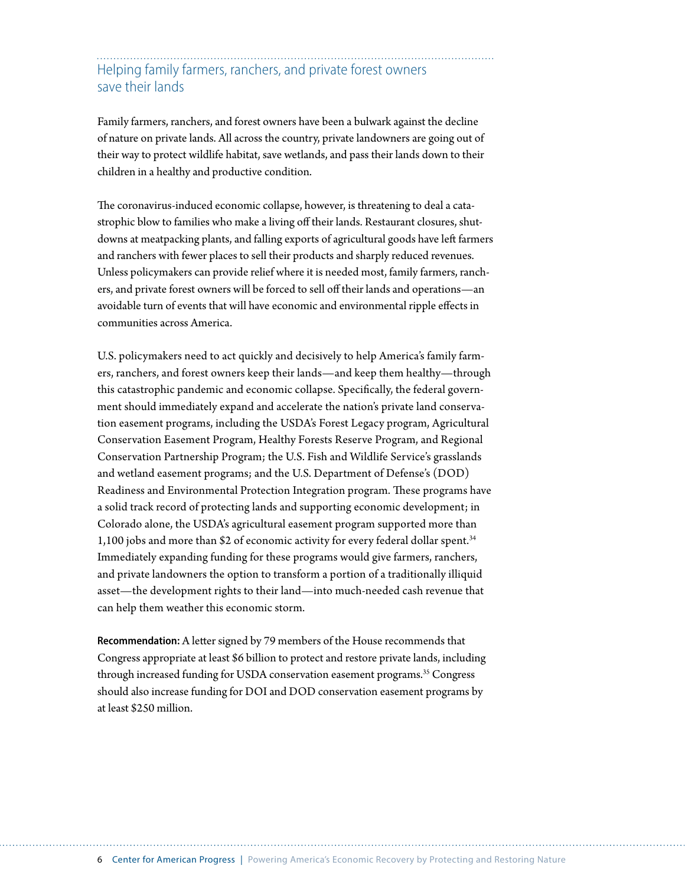## Helping family farmers, ranchers, and private forest owners save their lands

Family farmers, ranchers, and forest owners have been a bulwark against the decline of nature on private lands. All across the country, private landowners are going out of their way to protect wildlife habitat, save wetlands, and pass their lands down to their children in a healthy and productive condition.

The coronavirus-induced economic collapse, however, is threatening to deal a catastrophic blow to families who make a living off their lands. Restaurant closures, shutdowns at meatpacking plants, and falling exports of agricultural goods have left farmers and ranchers with fewer places to sell their products and sharply reduced revenues. Unless policymakers can provide relief where it is needed most, family farmers, ranchers, and private forest owners will be forced to sell off their lands and operations—an avoidable turn of events that will have economic and environmental ripple effects in communities across America.

U.S. policymakers need to act quickly and decisively to help America's family farmers, ranchers, and forest owners keep their lands—and keep them healthy—through this catastrophic pandemic and economic collapse. Specifically, the federal government should immediately expand and accelerate the nation's private land conservation easement programs, including the USDA's Forest Legacy program, Agricultural Conservation Easement Program, Healthy Forests Reserve Program, and Regional Conservation Partnership Program; the U.S. Fish and Wildlife Service's grasslands and wetland easement programs; and the U.S. Department of Defense's (DOD) Readiness and Environmental Protection Integration program. These programs have a solid track record of protecting lands and supporting economic development; in Colorado alone, the USDA's agricultural easement program supported more than 1,100 jobs and more than $2 of economic activity for every federal dollar spent.[34] Immediately expanding funding for these programs would give farmers, ranchers, and private landowners the option to transform a portion of a traditionally illiquid asset—the development rights to their land—into much-needed cash revenue that can help them weather this economic storm.

**Recommendation:** A letter signed by 79 members of the House recommends that Congress appropriate at least $6 billion to protect and restore private lands, including through increased funding for USDA conservation easement programs.[35] Congress should also increase funding for DOI and DOD conservation easement programs by at least $250 million.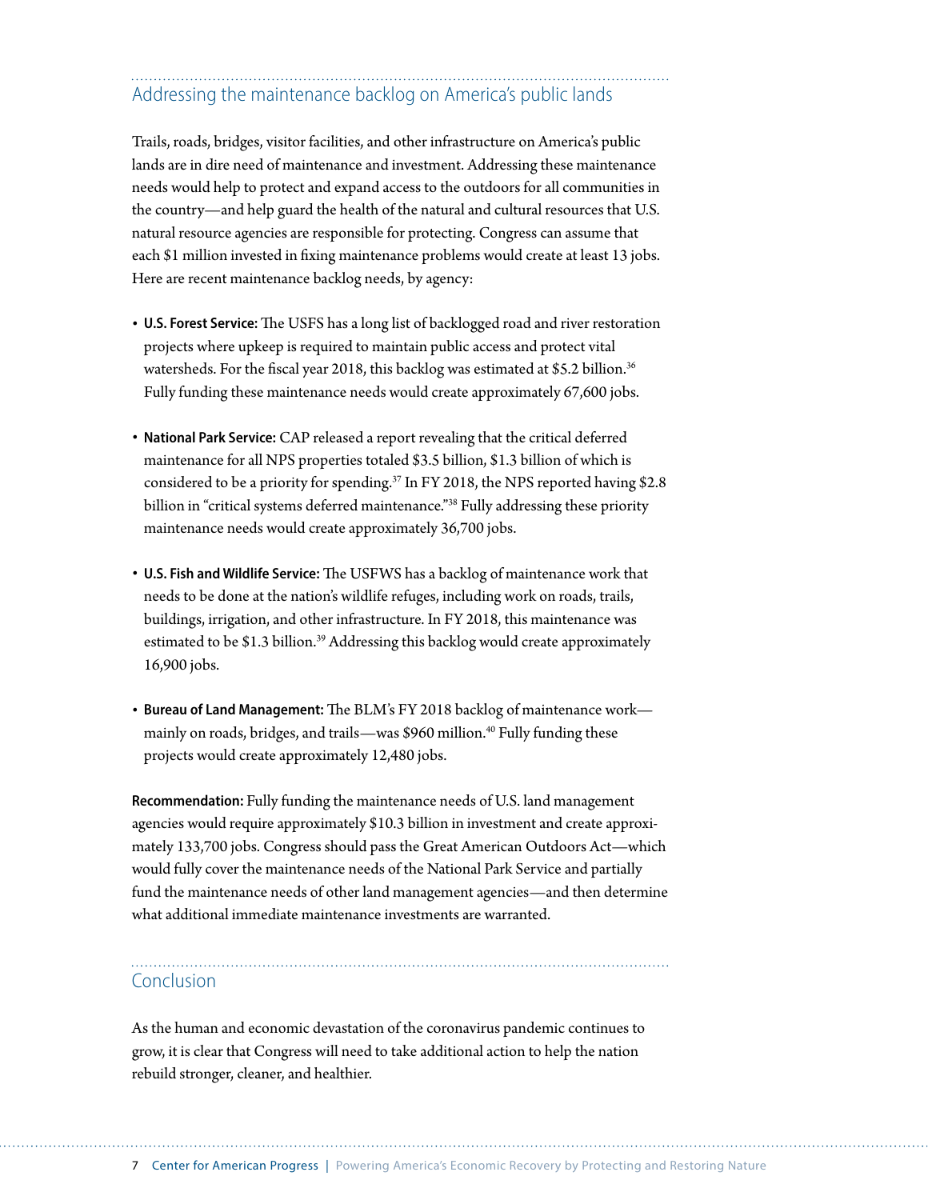## Addressing the maintenance backlog on America's public lands

Trails, roads, bridges, visitor facilities, and other infrastructure on America's public lands are in dire need of maintenance and investment. Addressing these maintenance needs would help to protect and expand access to the outdoors for all communities in the country—and help guard the health of the natural and cultural resources that U.S. natural resource agencies are responsible for protecting. Congress can assume that each $1 million invested in fixing maintenance problems would create at least 13 jobs. Here are recent maintenance backlog needs, by agency:

- **U.S. Forest Service:** The USFS has a long list of backlogged road and river restoration projects where upkeep is required to maintain public access and protect vital watersheds. For the fiscal year 2018, this backlog was estimated at $5.2 billion.[36] Fully funding these maintenance needs would create approximately 67,600 jobs.

- **National Park Service:** CAP released a report revealing that the critical deferred maintenance for all NPS properties totaled $3.5 billion, $1.3 billion of which is considered to be a priority for spending.[37] In FY 2018, the NPS reported having $2.8 billion in "critical systems deferred maintenance."[38] Fully addressing these priority maintenance needs would create approximately 36,700 jobs.

- **U.S. Fish and Wildlife Service:** The USFWS has a backlog of maintenance work that needs to be done at the nation's wildlife refuges, including work on roads, trails, buildings, irrigation, and other infrastructure. In FY 2018, this maintenance was estimated to be $1.3 billion.[39] Addressing this backlog would create approximately 16,900 jobs.

- **Bureau of Land Management:** The BLM's FY 2018 backlog of maintenance work—mainly on roads, bridges, and trails—was $960 million.[40] Fully funding these projects would create approximately 12,480 jobs.

**Recommendation:** Fully funding the maintenance needs of U.S. land management agencies would require approximately $10.3 billion in investment and create approximately 133,700 jobs. Congress should pass the Great American Outdoors Act—which would fully cover the maintenance needs of the National Park Service and partially fund the maintenance needs of other land management agencies—and then determine what additional immediate maintenance investments are warranted.

## Conclusion

As the human and economic devastation of the coronavirus pandemic continues to grow, it is clear that Congress will need to take additional action to help the nation rebuild stronger, cleaner, and healthier.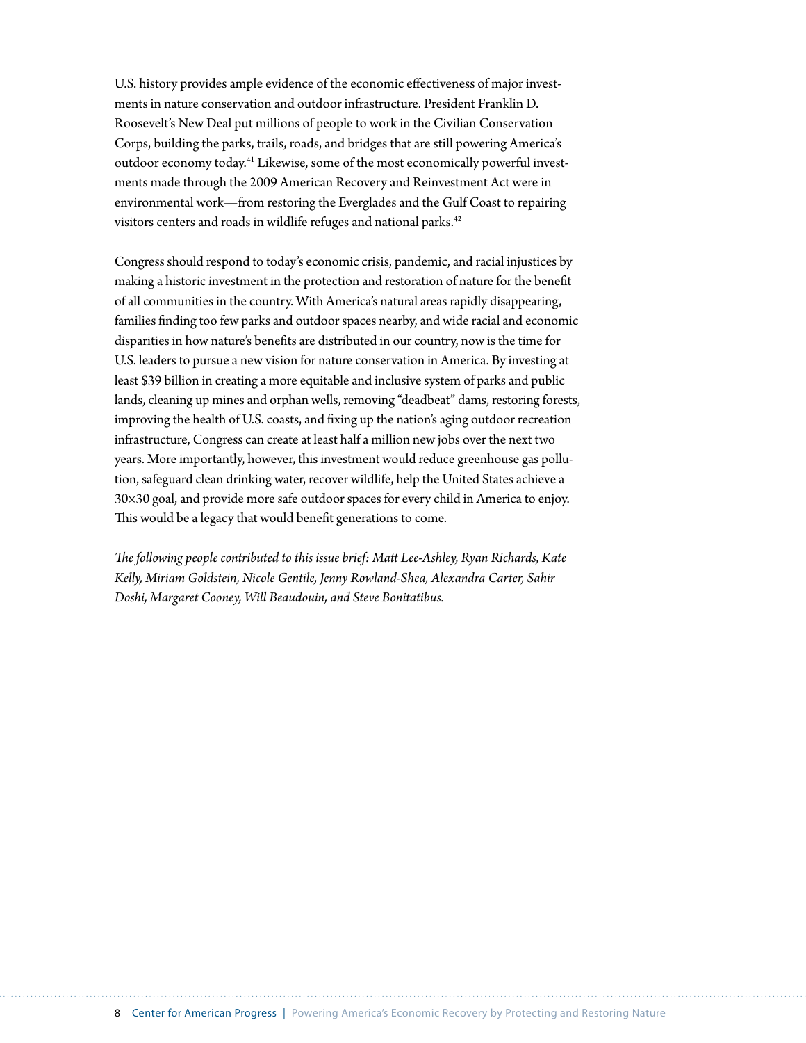U.S. history provides ample evidence of the economic effectiveness of major investments in nature conservation and outdoor infrastructure. President Franklin D. Roosevelt's New Deal put millions of people to work in the Civilian Conservation Corps, building the parks, trails, roads, and bridges that are still powering America's outdoor economy today.[41] Likewise, some of the most economically powerful investments made through the 2009 American Recovery and Reinvestment Act were in environmental work—from restoring the Everglades and the Gulf Coast to repairing visitors centers and roads in wildlife refuges and national parks.[42]

Congress should respond to today's economic crisis, pandemic, and racial injustices by making a historic investment in the protection and restoration of nature for the benefit of all communities in the country. With America's natural areas rapidly disappearing, families finding too few parks and outdoor spaces nearby, and wide racial and economic disparities in how nature's benefits are distributed in our country, now is the time for U.S. leaders to pursue a new vision for nature conservation in America. By investing at least $39 billion in creating a more equitable and inclusive system of parks and public lands, cleaning up mines and orphan wells, removing "deadbeat" dams, restoring forests, improving the health of U.S. coasts, and fixing up the nation's aging outdoor recreation infrastructure, Congress can create at least half a million new jobs over the next two years. More importantly, however, this investment would reduce greenhouse gas pollution, safeguard clean drinking water, recover wildlife, help the United States achieve a 30×30 goal, and provide more safe outdoor spaces for every child in America to enjoy. This would be a legacy that would benefit generations to come.

*The following people contributed to this issue brief: Matt Lee-Ashley, Ryan Richards, Kate Kelly, Miriam Goldstein, Nicole Gentile, Jenny Rowland-Shea, Alexandra Carter, Sahir Doshi, Margaret Cooney, Will Beaudouin, and Steve Bonitatibus.*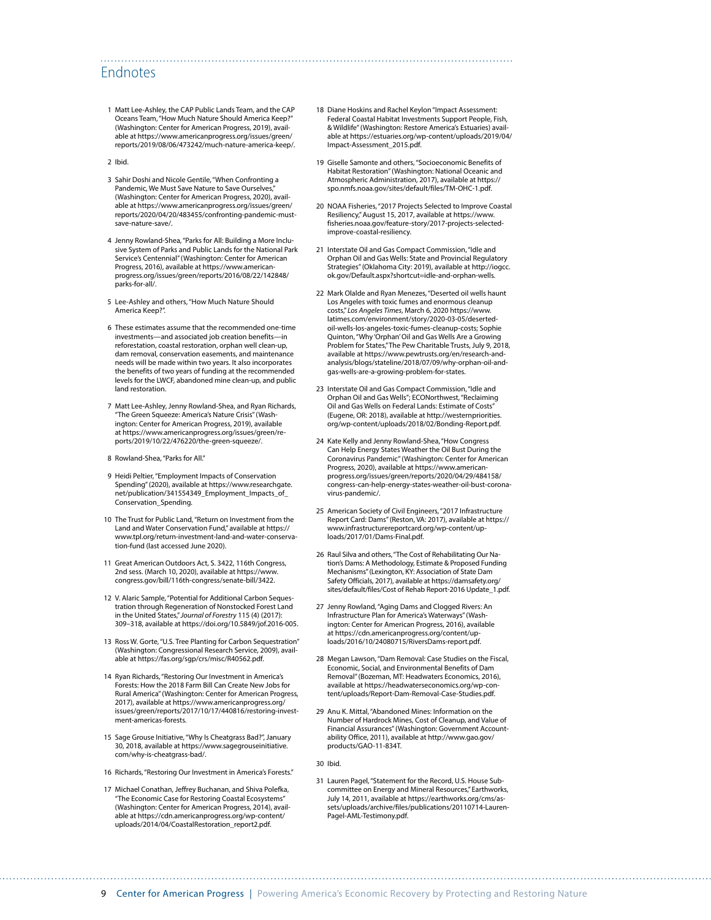## Endnotes

1. Matt Lee-Ashley, the CAP Public Lands Team, and the CAP Oceans Team, "How Much Nature Should America Keep?" (Washington: Center for American Progress, 2019), available at https://www.americanprogress.org/issues/green/reports/2019/08/06/473242/much-nature-america-keep/.

2. Ibid.

3. Sahir Doshi and Nicole Gentile, "When Confronting a Pandemic, We Must Save Nature to Save Ourselves," (Washington: Center for American Progress, 2020), available at https://www.americanprogress.org/issues/green/reports/2020/04/20/483455/confronting-pandemic-must-save-nature-save/.

4. Jenny Rowland-Shea, "Parks for All: Building a More Inclusive System of Parks and Public Lands for the National Park Service's Centennial" (Washington: Center for American Progress, 2016), available at https://www.americanprogress.org/issues/green/reports/2016/08/22/142848/parks-for-all/.

5. Lee-Ashley and others, "How Much Nature Should America Keep?".

6. These estimates assume that the recommended one-time investments—and associated job creation benefits—in reforestation, coastal restoration, orphan well clean-up, dam removal, conservation easements, and maintenance needs will be made within two years. It also incorporates the benefits of two years of funding at the recommended levels for the LWCF, abandoned mine clean-up, and public land restoration.

7. Matt Lee-Ashley, Jenny Rowland-Shea, and Ryan Richards, "The Green Squeeze: America's Nature Crisis" (Washington: Center for American Progress, 2019), available at https://www.americanprogress.org/issues/green/reports/2019/10/22/476220/the-green-squeeze/.

8. Rowland-Shea, "Parks for All."

9. Heidi Peltier, "Employment Impacts of Conservation Spending" (2020), available at https://www.researchgate.net/publication/341554349_Employment_Impacts_of_Conservation_Spending.

10. The Trust for Public Land, "Return on Investment from the Land and Water Conservation Fund," available at https://www.tpl.org/return-investment-land-and-water-conservation-fund (last accessed June 2020).

11. Great American Outdoors Act, S. 3422, 116th Congress, 2nd sess. (March 10, 2020), available at https://www.congress.gov/bill/116th-congress/senate-bill/3422.

12. V. Alaric Sample, "Potential for Additional Carbon Sequestration through Regeneration of Nonstocked Forest Land in the United States," *Journal of Forestry* 115 (4) (2017): 309–318, available at https://doi.org/10.5849/jof.2016-005.

13. Ross W. Gorte, "U.S. Tree Planting for Carbon Sequestration" (Washington: Congressional Research Service, 2009), available at https://fas.org/sgp/crs/misc/R40562.pdf.

14. Ryan Richards, "Restoring Our Investment in America's Forests: How the 2018 Farm Bill Can Create New Jobs for Rural America" (Washington: Center for American Progress, 2017), available at https://www.americanprogress.org/issues/green/reports/2017/10/17/440816/restoring-investment-americas-forests.

15. Sage Grouse Initiative, "Why Is Cheatgrass Bad?", January 30, 2018, available at https://www.sagegrouseinitiative.com/why-is-cheatgrass-bad/.

16. Richards, "Restoring Our Investment in America's Forests."

17. Michael Conathan, Jeffrey Buchanan, and Shiva Polefka, "The Economic Case for Restoring Coastal Ecosystems" (Washington: Center for American Progress, 2014), available at https://cdn.americanprogress.org/wp-content/uploads/2014/04/CoastalRestoration_report2.pdf.

18. Diane Hoskins and Rachel Keylon "Impact Assessment: Federal Coastal Habitat Investments Support People, Fish, & Wildlife" (Washington: Restore America's Estuaries) available at https://estuaries.org/wp-content/uploads/2019/04/Impact-Assessment_2015.pdf.

19. Giselle Samonte and others, "Socioeconomic Benefits of Habitat Restoration" (Washington: National Oceanic and Atmospheric Administration, 2017), available at https://spo.nmfs.noaa.gov/sites/default/files/TM-OHC-1.pdf.

20. NOAA Fisheries, "2017 Projects Selected to Improve Coastal Resiliency," August 15, 2017, available at https://www.fisheries.noaa.gov/feature-story/2017-projects-selected-improve-coastal-resiliency.

21. Interstate Oil and Gas Compact Commission, "Idle and Orphan Oil and Gas Wells: State and Provincial Regulatory Strategies" (Oklahoma City: 2019), available at http://iogcc.ok.gov/Default.aspx?shortcut=idle-and-orphan-wells.

22. Mark Olalde and Ryan Menezes, "Deserted oil wells haunt Los Angeles with toxic fumes and enormous cleanup costs," *Los Angeles Times*, March 6, 2020 https://www.latimes.com/environment/story/2020-03-05/deserted-oil-wells-los-angeles-toxic-fumes-cleanup-costs; Sophie Quinton, "Why 'Orphan' Oil and Gas Wells Are a Growing Problem for States," The Pew Charitable Trusts, July 9, 2018, available at https://www.pewtrusts.org/en/research-and-analysis/blogs/stateline/2018/07/09/why-orphan-oil-and-gas-wells-are-a-growing-problem-for-states.

23. Interstate Oil and Gas Compact Commission, "Idle and Orphan Oil and Gas Wells"; ECONorthwest, "Reclaiming Oil and Gas Wells on Federal Lands: Estimate of Costs" (Eugene, OR: 2018), available at http://westernpriorities.org/wp-content/uploads/2018/02/Bonding-Report.pdf.

24. Kate Kelly and Jenny Rowland-Shea, "How Congress Can Help Energy States Weather the Oil Bust During the Coronavirus Pandemic" (Washington: Center for American Progress, 2020), available at https://www.americanprogress.org/issues/green/reports/2020/04/29/484158/congress-can-help-energy-states-weather-oil-bust-coronavirus-pandemic/.

25. American Society of Civil Engineers, "2017 Infrastructure Report Card: Dams" (Reston, VA: 2017), available at https://www.infrastructurereportcard.org/wp-content/uploads/2017/01/Dams-Final.pdf.

26. Raul Silva and others, "The Cost of Rehabilitating Our Nation's Dams: A Methodology, Estimate & Proposed Funding Mechanisms" (Lexington, KY: Association of State Dam Safety Officials, 2017), available at https://damsafety.org/sites/default/files/Cost of Rehab Report-2016 Update_1.pdf.

27. Jenny Rowland, "Aging Dams and Clogged Rivers: An Infrastructure Plan for America's Waterways" (Washington: Center for American Progress, 2016), available at https://cdn.americanprogress.org/content/uploads/2016/10/24080715/RiversDams-report.pdf.

28. Megan Lawson, "Dam Removal: Case Studies on the Fiscal, Economic, Social, and Environmental Benefits of Dam Removal" (Bozeman, MT: Headwaters Economics, 2016), available at https://headwaterseconomics.org/wp-content/uploads/Report-Dam-Removal-Case-Studies.pdf.

29. Anu K. Mittal, "Abandoned Mines: Information on the Number of Hardrock Mines, Cost of Cleanup, and Value of Financial Assurances" (Washington: Government Accountability Office, 2011), available at http://www.gao.gov/products/GAO-11-834T.

30. Ibid.

31. Lauren Pagel, "Statement for the Record, U.S. House Subcommittee on Energy and Mineral Resources," Earthworks, July 14, 2011, available at https://earthworks.org/cms/assets/uploads/archive/files/publications/20110714-Lauren-Pagel-AML-Testimony.pdf.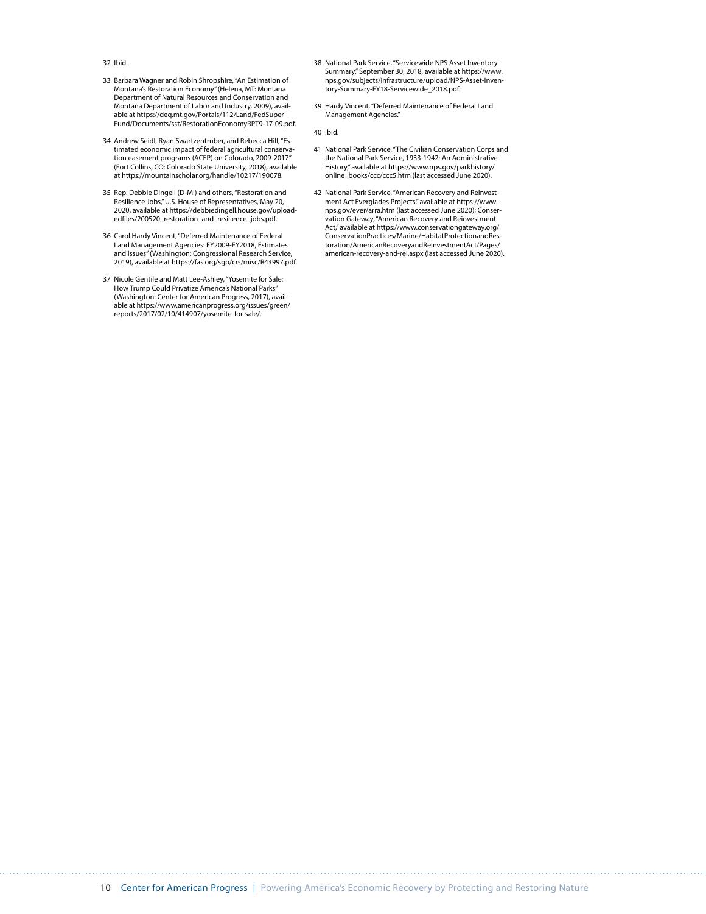32 Ibid.

33 Barbara Wagner and Robin Shropshire, "An Estimation of Montana's Restoration Economy" (Helena, MT: Montana Department of Natural Resources and Conservation and Montana Department of Labor and Industry, 2009), available at https://deq.mt.gov/Portals/112/Land/FedSuperFund/Documents/sst/RestorationEconomyRPT9-17-09.pdf.

34 Andrew Seidl, Ryan Swartzentruber, and Rebecca Hill, "Estimated economic impact of federal agricultural conservation easement programs (ACEP) on Colorado, 2009-2017" (Fort Collins, CO: Colorado State University, 2018), available at https://mountainscholar.org/handle/10217/190078.

35 Rep. Debbie Dingell (D-MI) and others, "Restoration and Resilience Jobs," U.S. House of Representatives, May 20, 2020, available at https://debbiedingell.house.gov/uploadedfiles/200520_restoration_and_resilience_jobs.pdf.

36 Carol Hardy Vincent, "Deferred Maintenance of Federal Land Management Agencies: FY2009-FY2018, Estimates and Issues" (Washington: Congressional Research Service, 2019), available at https://fas.org/sgp/crs/misc/R43997.pdf.

37 Nicole Gentile and Matt Lee-Ashley, "Yosemite for Sale: How Trump Could Privatize America's National Parks" (Washington: Center for American Progress, 2017), available at https://www.americanprogress.org/issues/green/reports/2017/02/10/414907/yosemite-for-sale/.

38 National Park Service, "Servicewide NPS Asset Inventory Summary," September 30, 2018, available at https://www.nps.gov/subjects/infrastructure/upload/NPS-Asset-Inventory-Summary-FY18-Servicewide_2018.pdf.

39 Hardy Vincent, "Deferred Maintenance of Federal Land Management Agencies."

40 Ibid.

41 National Park Service, "The Civilian Conservation Corps and the National Park Service, 1933-1942: An Administrative History," available at https://www.nps.gov/parkhistory/online_books/ccc/ccc5.htm (last accessed June 2020).

42 National Park Service, "American Recovery and Reinvestment Act Everglades Projects," available at https://www.nps.gov/ever/arra.htm (last accessed June 2020); Conservation Gateway, "American Recovery and Reinvestment Act," available at https://www.conservationgateway.org/ConservationPractices/Marine/HabitatProtectionandRestoration/AmericanRecoveryandReinvestmentAct/Pages/american-recovery-and-rei.aspx (last accessed June 2020).